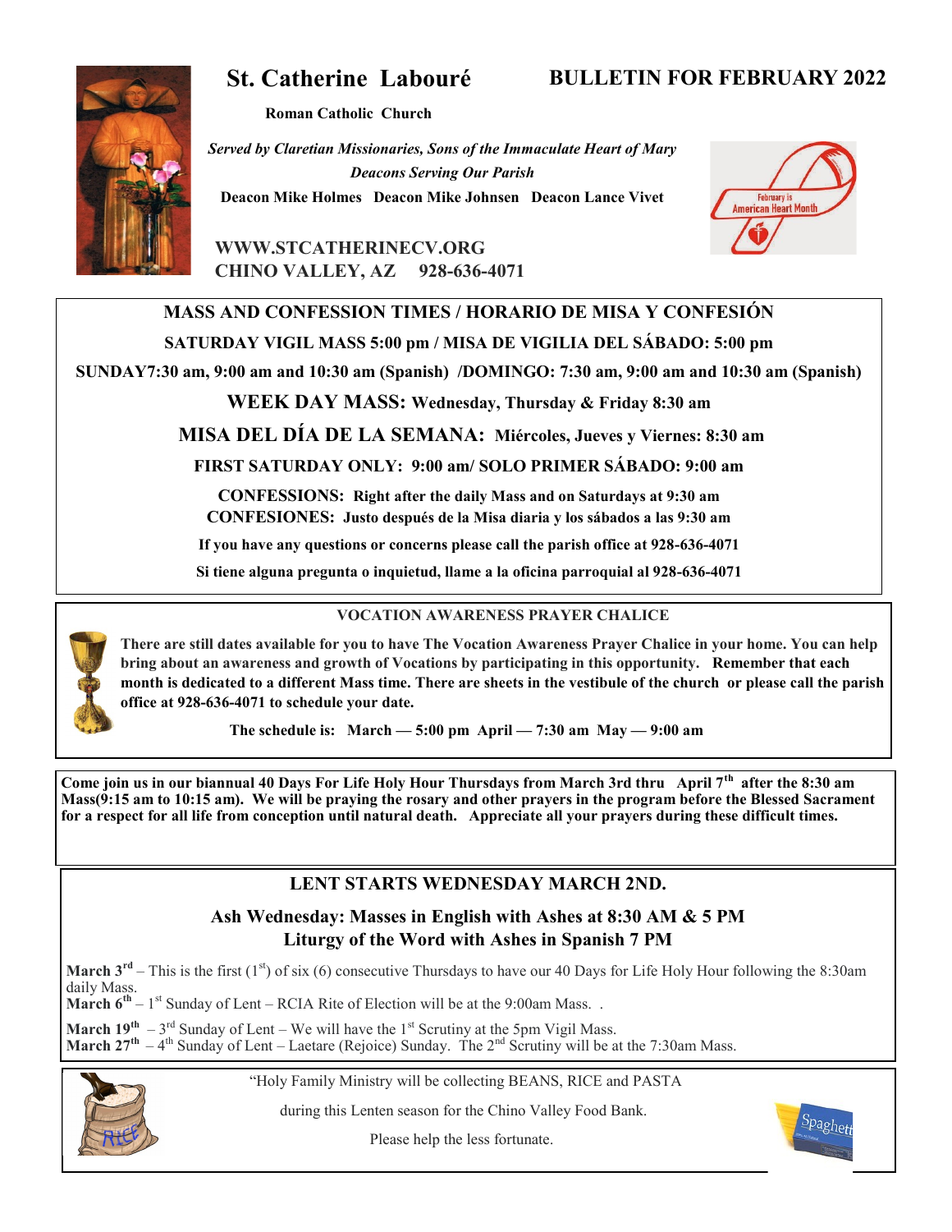# St. Catherine Labouré

## BULLETIN FOR FEBRUARY 2022

**Roman Catholic Church**

*Served by Claretian Missionaries, Sons of the Immaculate Heart of Mary*

*Deacons Serving Our Parish*

**Deacon Mike Holmes   Deacon Mike Johnsen   Deacon Lance Vivet**

February is American Heart Month

**WWW.STCATHERINECV.ORG**

**CHINO VALLEY, AZ   928-636-4071**

---

### MASS AND CONFESSION TIMES / HORARIO DE MISA Y CONFESIÓN

**SATURDAY VIGIL MASS 5:00 pm / MISA DE VIGILIA DEL SÁBADO: 5:00 pm**

**SUNDAY7:30 am, 9:00 am and 10:30 am (Spanish) /DOMINGO: 7:30 am, 9:00 am and 10:30 am (Spanish)**

**WEEK DAY MASS: Wednesday, Thursday & Friday 8:30 am**

**MISA DEL DÍA DE LA SEMANA: Miércoles, Jueves y Viernes: 8:30 am**

**FIRST SATURDAY ONLY: 9:00 am/ SOLO PRIMER SÁBADO: 9:00 am**

**CONFESSIONS: Right after the daily Mass and on Saturdays at 9:30 am**
**CONFESIONES: Justo después de la Misa diaria y los sábados a las 9:30 am**

**If you have any questions or concerns please call the parish office at 928-636-4071**

**Si tiene alguna pregunta o inquietud, llame a la oficina parroquial al 928-636-4071**

---

### VOCATION AWARENESS PRAYER CHALICE

**There are still dates available for you to have The Vocation Awareness Prayer Chalice in your home. You can help bring about an awareness and growth of Vocations by participating in this opportunity. Remember that each month is dedicated to a different Mass time. There are sheets in the vestibule of the church or please call the parish office at 928-636-4071 to schedule your date.**

**The schedule is: March — 5:00 pm April — 7:30 am May — 9:00 am**

---

**Come join us in our biannual 40 Days For Life Holy Hour Thursdays from March 3rd thru April 7th after the 8:30 am Mass(9:15 am to 10:15 am). We will be praying the rosary and other prayers in the program before the Blessed Sacrament for a respect for all life from conception until natural death. Appreciate all your prayers during these difficult times.**

---

### LENT STARTS WEDNESDAY MARCH 2ND.

**Ash Wednesday: Masses in English with Ashes at 8:30 AM & 5 PM**
**Liturgy of the Word with Ashes in Spanish 7 PM**

**March 3rd** – This is the first (1st) of six (6) consecutive Thursdays to have our 40 Days for Life Holy Hour following the 8:30am daily Mass.
**March 6th** – 1st Sunday of Lent – RCIA Rite of Election will be at the 9:00am Mass. .

**March 19th** – 3rd Sunday of Lent – We will have the 1st Scrutiny at the 5pm Vigil Mass.
**March 27th** – 4th Sunday of Lent – Laetare (Rejoice) Sunday. The 2nd Scrutiny will be at the 7:30am Mass.

---

"Holy Family Ministry will be collecting BEANS, RICE and PASTA

during this Lenten season for the Chino Valley Food Bank.

Please help the less fortunate.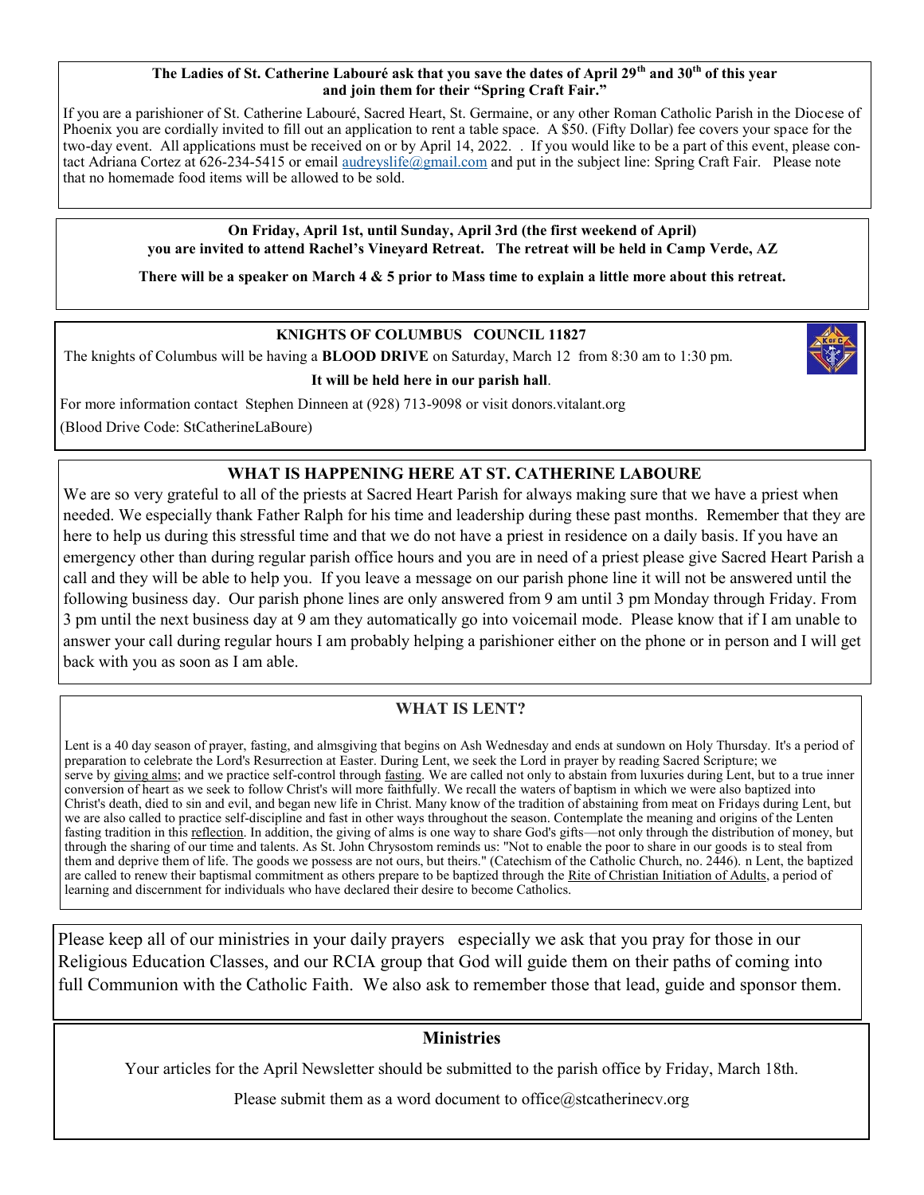**The Ladies of St. Catherine Labouré ask that you save the dates of April 29th and 30th of this year and join them for their "Spring Craft Fair."**

If you are a parishioner of St. Catherine Labouré, Sacred Heart, St. Germaine, or any other Roman Catholic Parish in the Diocese of Phoenix you are cordially invited to fill out an application to rent a table space. A $50. (Fifty Dollar) fee covers your space for the two-day event. All applications must be received on or by April 14, 2022. . If you would like to be a part of this event, please contact Adriana Cortez at 626-234-5415 or email audreyslife@gmail.com and put in the subject line: Spring Craft Fair. Please note that no homemade food items will be allowed to be sold.

**On Friday, April 1st, until Sunday, April 3rd (the first weekend of April) you are invited to attend Rachel's Vineyard Retreat. The retreat will be held in Camp Verde, AZ**

**There will be a speaker on March 4 & 5 prior to Mass time to explain a little more about this retreat.**

**KNIGHTS OF COLUMBUS COUNCIL 11827**

The knights of Columbus will be having a **BLOOD DRIVE** on Saturday, March 12 from 8:30 am to 1:30 pm.

**It will be held here in our parish hall**.

For more information contact Stephen Dinneen at (928) 713-9098 or visit donors.vitalant.org

(Blood Drive Code: StCatherineLaBoure)

## WHAT IS HAPPENING HERE AT ST. CATHERINE LABOURE

We are so very grateful to all of the priests at Sacred Heart Parish for always making sure that we have a priest when needed. We especially thank Father Ralph for his time and leadership during these past months. Remember that they are here to help us during this stressful time and that we do not have a priest in residence on a daily basis. If you have an emergency other than during regular parish office hours and you are in need of a priest please give Sacred Heart Parish a call and they will be able to help you. If you leave a message on our parish phone line it will not be answered until the following business day. Our parish phone lines are only answered from 9 am until 3 pm Monday through Friday. From 3 pm until the next business day at 9 am they automatically go into voicemail mode. Please know that if I am unable to answer your call during regular hours I am probably helping a parishioner either on the phone or in person and I will get back with you as soon as I am able.

## WHAT IS LENT?

Lent is a 40 day season of prayer, fasting, and almsgiving that begins on Ash Wednesday and ends at sundown on Holy Thursday. It's a period of preparation to celebrate the Lord's Resurrection at Easter. During Lent, we seek the Lord in prayer by reading Sacred Scripture; we serve by giving alms; and we practice self-control through fasting. We are called not only to abstain from luxuries during Lent, but to a true inner conversion of heart as we seek to follow Christ's will more faithfully. We recall the waters of baptism in which we were also baptized into Christ's death, died to sin and evil, and began new life in Christ. Many know of the tradition of abstaining from meat on Fridays during Lent, but we are also called to practice self-discipline and fast in other ways throughout the season. Contemplate the meaning and origins of the Lenten fasting tradition in this reflection. In addition, the giving of alms is one way to share God's gifts—not only through the distribution of money, but through the sharing of our time and talents. As St. John Chrysostom reminds us: "Not to enable the poor to share in our goods is to steal from them and deprive them of life. The goods we possess are not ours, but theirs." (Catechism of the Catholic Church, no. 2446). n Lent, the baptized are called to renew their baptismal commitment as others prepare to be baptized through the Rite of Christian Initiation of Adults, a period of learning and discernment for individuals who have declared their desire to become Catholics.

Please keep all of our ministries in your daily prayers especially we ask that you pray for those in our Religious Education Classes, and our RCIA group that God will guide them on their paths of coming into full Communion with the Catholic Faith. We also ask to remember those that lead, guide and sponsor them.

## Ministries

Your articles for the April Newsletter should be submitted to the parish office by Friday, March 18th.

Please submit them as a word document to office@stcatherinecv.org